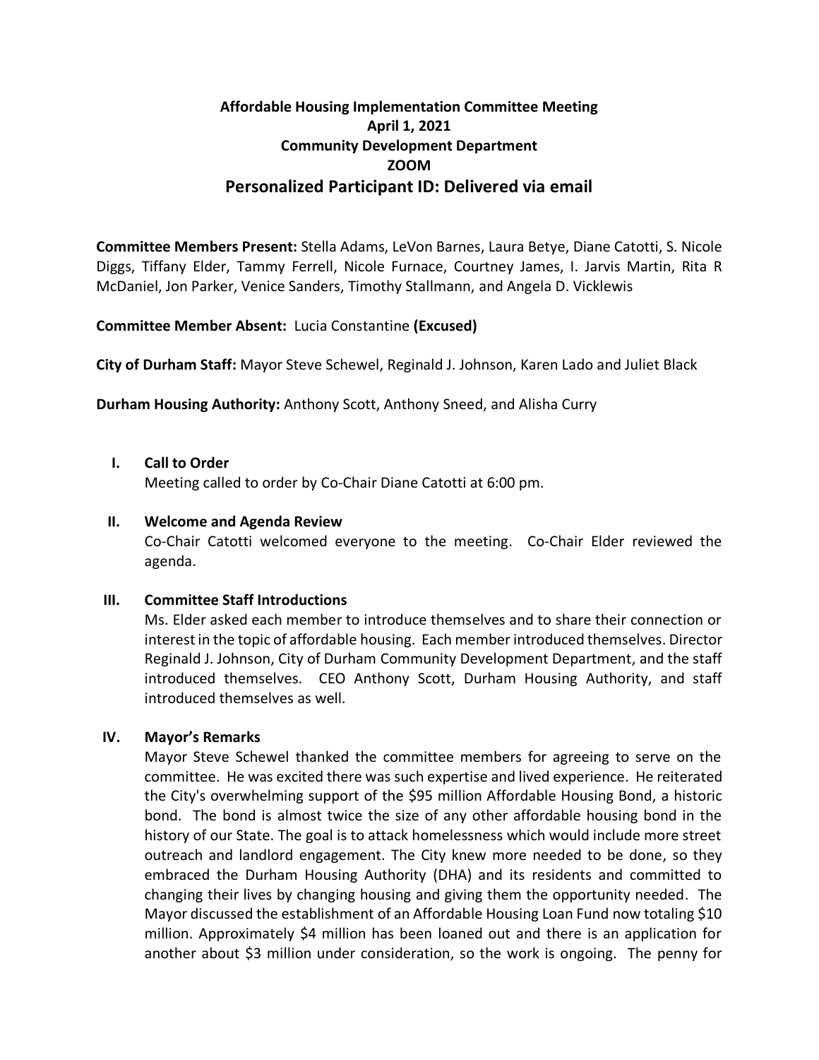# Affordable Housing Implementation Committee Meeting
## April 1, 2021
## Community Development Department
## ZOOM
## Personalized Participant ID: Delivered via email

**Committee Members Present:** Stella Adams, LeVon Barnes, Laura Betye, Diane Catotti, S. Nicole Diggs, Tiffany Elder, Tammy Ferrell, Nicole Furnace, Courtney James, I. Jarvis Martin, Rita R McDaniel, Jon Parker, Venice Sanders, Timothy Stallmann, and Angela D. Vicklewis

**Committee Member Absent:** Lucia Constantine **(Excused)**

**City of Durham Staff:** Mayor Steve Schewel, Reginald J. Johnson, Karen Lado and Juliet Black

**Durham Housing Authority:** Anthony Scott, Anthony Sneed, and Alisha Curry

**I. Call to Order**

Meeting called to order by Co-Chair Diane Catotti at 6:00 pm.

**II. Welcome and Agenda Review**

Co-Chair Catotti welcomed everyone to the meeting. Co-Chair Elder reviewed the agenda.

**III. Committee Staff Introductions**

Ms. Elder asked each member to introduce themselves and to share their connection or interest in the topic of affordable housing. Each member introduced themselves. Director Reginald J. Johnson, City of Durham Community Development Department, and the staff introduced themselves. CEO Anthony Scott, Durham Housing Authority, and staff introduced themselves as well.

**IV. Mayor's Remarks**

Mayor Steve Schewel thanked the committee members for agreeing to serve on the committee. He was excited there was such expertise and lived experience. He reiterated the City's overwhelming support of the $95 million Affordable Housing Bond, a historic bond. The bond is almost twice the size of any other affordable housing bond in the history of our State. The goal is to attack homelessness which would include more street outreach and landlord engagement. The City knew more needed to be done, so they embraced the Durham Housing Authority (DHA) and its residents and committed to changing their lives by changing housing and giving them the opportunity needed. The Mayor discussed the establishment of an Affordable Housing Loan Fund now totaling $10 million. Approximately $4 million has been loaned out and there is an application for another about $3 million under consideration, so the work is ongoing. The penny for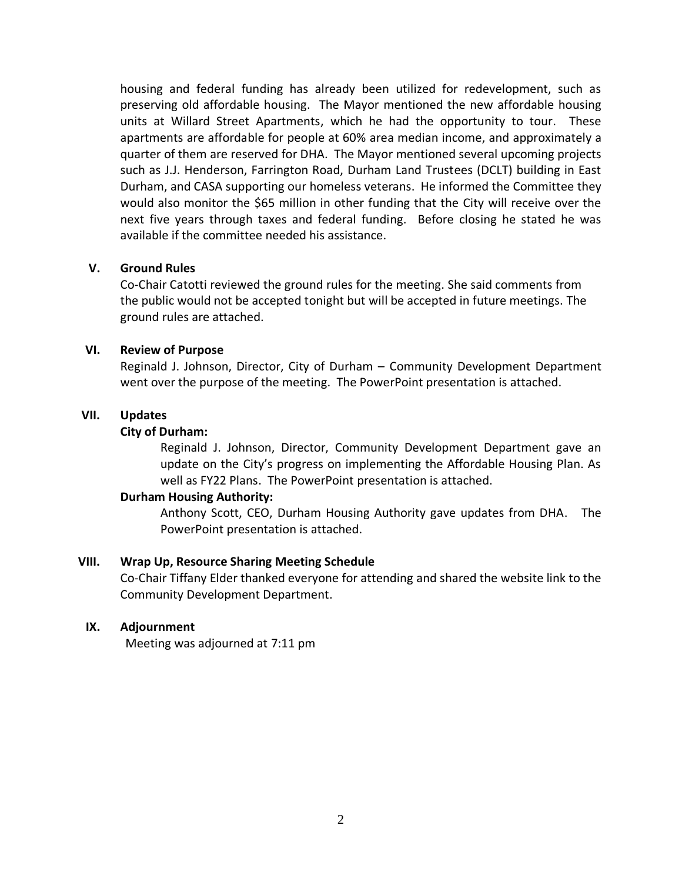housing and federal funding has already been utilized for redevelopment, such as preserving old affordable housing. The Mayor mentioned the new affordable housing units at Willard Street Apartments, which he had the opportunity to tour. These apartments are affordable for people at 60% area median income, and approximately a quarter of them are reserved for DHA. The Mayor mentioned several upcoming projects such as J.J. Henderson, Farrington Road, Durham Land Trustees (DCLT) building in East Durham, and CASA supporting our homeless veterans. He informed the Committee they would also monitor the $65 million in other funding that the City will receive over the next five years through taxes and federal funding. Before closing he stated he was available if the committee needed his assistance.

## V. Ground Rules

Co-Chair Catotti reviewed the ground rules for the meeting. She said comments from the public would not be accepted tonight but will be accepted in future meetings. The ground rules are attached.

## VI. Review of Purpose

Reginald J. Johnson, Director, City of Durham – Community Development Department went over the purpose of the meeting. The PowerPoint presentation is attached.

## VII. Updates

**City of Durham:**

Reginald J. Johnson, Director, Community Development Department gave an update on the City's progress on implementing the Affordable Housing Plan. As well as FY22 Plans. The PowerPoint presentation is attached.

**Durham Housing Authority:**

Anthony Scott, CEO, Durham Housing Authority gave updates from DHA. The PowerPoint presentation is attached.

## VIII. Wrap Up, Resource Sharing Meeting Schedule

Co-Chair Tiffany Elder thanked everyone for attending and shared the website link to the Community Development Department.

## IX. Adjournment

Meeting was adjourned at 7:11 pm